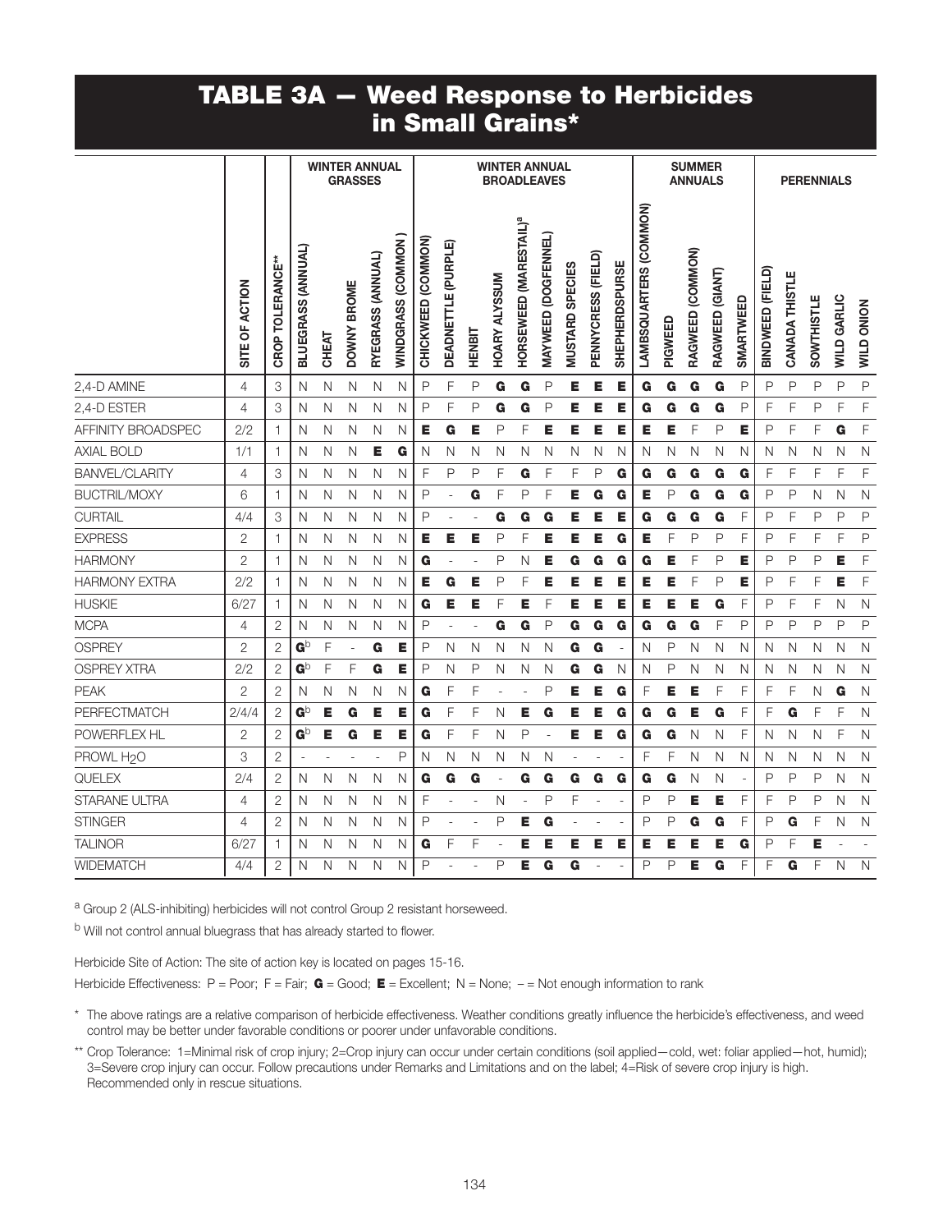# TABLE 3A — Weed Response to Herbicides in Small Grains*

| | SITE OF ACTION | CROP TOLERANCE** | WINTER ANNUAL GRASSES | | | | | WINTER ANNUAL BROADLEAVES | | | | | | | | | SUMMER ANNUALS | | | | | PERENNIALS | | | | |
|---|---|---|---|---|---|---|---|---|---|---|---|---|---|---|---|---|---|---|---|---|---|---|---|---|---|---|
| | | | BLUEGRASS (ANNUAL) | CHEAT | DOWNY BROME | RYEGRASS (ANNUAL) | WINDGRASS (COMMON) | CHICKWEED (COMMON) | DEADNETTLE (PURPLE) | HENBIT | HOARY ALYSSUM | HORSEWEED (MARESTAIL)[a] | MAYWEED (DOGFENNEL) | MUSTARD SPECIES | PENNYCRESS (FIELD) | SHEPHERDSPURSE | LAMBSQUARTERS (COMMON) | PIGWEED | RAGWEED (COMMON) | RAGWEED (GIANT) | SMARTWEED | BINDWEED (FIELD) | CANADA THISTLE | SOWTHISTLE | WILD GARLIC | WILD ONION |
| 2,4-D AMINE | 4 | 3 | N | N | N | N | N | P | F | P | **G** | **G** | P | **E** | **E** | **E** | **G** | **G** | **G** | **G** | P | P | P | P | P | P |
| 2,4-D ESTER | 4 | 3 | N | N | N | N | N | P | F | P | **G** | **G** | P | **E** | **E** | **E** | **G** | **G** | **G** | **G** | P | F | F | P | F | F |
| AFFINITY BROADSPEC | 2/2 | 1 | N | N | N | N | N | **E** | **G** | **E** | P | F | **E** | **E** | **E** | **E** | **E** | **E** | F | P | **E** | P | F | F | **G** | F |
| AXIAL BOLD | 1/1 | 1 | N | N | N | **E** | **G** | N | N | N | N | N | N | N | N | N | N | N | N | N | N | N | N | N | N | N |
| BANVEL/CLARITY | 4 | 3 | N | N | N | N | N | F | P | P | F | **G** | F | F | P | **G** | **G** | **G** | **G** | **G** | **G** | F | F | F | F | F |
| BUCTRIL/MOXY | 6 | 1 | N | N | N | N | N | P | - | **G** | F | P | F | **E** | **G** | **G** | **E** | P | **G** | **G** | **G** | P | P | N | N | N |
| CURTAIL | 4/4 | 3 | N | N | N | N | N | P | - | - | **G** | **G** | **G** | **E** | **E** | **E** | **G** | **G** | **G** | **G** | F | P | F | P | P | P |
| EXPRESS | 2 | 1 | N | N | N | N | N | **E** | **E** | **E** | P | F | **E** | **E** | **E** | **G** | **E** | F | P | P | F | P | F | F | F | P |
| HARMONY | 2 | 1 | N | N | N | N | N | **G** | - | - | P | N | **E** | **G** | **G** | **G** | **G** | **E** | F | P | **E** | P | P | P | **E** | F |
| HARMONY EXTRA | 2/2 | 1 | N | N | N | N | N | **E** | **G** | **E** | P | F | **E** | **E** | **E** | **E** | **E** | **E** | F | P | **E** | P | F | F | **E** | F |
| HUSKIE | 6/27 | 1 | N | N | N | N | N | **G** | **E** | **E** | F | **E** | F | **E** | **E** | **E** | **E** | **E** | **E** | **G** | F | P | F | F | N | N |
| MCPA | 4 | 2 | N | N | N | N | N | P | - | - | **G** | **G** | P | **G** | **G** | **G** | **G** | **G** | **G** | F | P | P | P | P | P | P |
| OSPREY | 2 | 2 | **G**[b] | F | - | **G** | **E** | P | N | N | N | N | N | **G** | **G** | - | N | P | N | N | N | N | N | N | N | N |
| OSPREY XTRA | 2/2 | 2 | **G**[b] | F | F | **G** | **E** | P | N | P | N | N | N | **G** | **G** | N | N | P | N | N | N | N | N | N | N | N |
| PEAK | 2 | 2 | N | N | N | N | N | **G** | F | F | - | - | P | **E** | **E** | **G** | F | **E** | **E** | F | F | F | F | N | **G** | N |
| PERFECTMATCH | 2/4/4 | 2 | **G**[b] | **E** | **G** | **E** | **E** | **G** | F | F | N | **E** | **G** | **E** | **E** | **G** | **G** | **G** | **E** | **G** | F | F | **G** | F | F | N |
| POWERFLEX HL | 2 | 2 | **G**[b] | **E** | **G** | **E** | **E** | **G** | F | F | N | P | - | **E** | **E** | **G** | **G** | **G** | N | N | F | N | N | N | F | N |
| PROWL $H_2O$ | 3 | 2 | - | - | - | - | P | N | N | N | N | N | N | - | - | - | F | F | N | N | N | N | N | N | N | N |
| QUELEX | 2/4 | 2 | N | N | N | N | N | **G** | **G** | **G** | - | **G** | **G** | **G** | **G** | **G** | **G** | **G** | N | N | - | P | P | P | N | N |
| STARANE ULTRA | 4 | 2 | N | N | N | N | N | F | - | - | N | - | P | F | - | - | P | P | **E** | **E** | F | F | P | P | N | N |
| STINGER | 4 | 2 | N | N | N | N | N | P | - | - | P | **E** | **G** | - | - | - | P | P | **G** | **G** | F | P | **G** | F | N | N |
| TALINOR | 6/27 | 1 | N | N | N | N | N | **G** | F | F | - | **E** | **E** | **E** | **E** | **E** | **E** | **E** | **E** | **E** | **G** | P | F | **E** | - | - |
| WIDEMATCH | 4/4 | 2 | N | N | N | N | N | P | - | - | P | **E** | **G** | **G** | - | - | P | P | **E** | **G** | F | F | **G** | F | N | N |

[a] Group 2 (ALS-inhibiting) herbicides will not control Group 2 resistant horseweed.

[b] Will not control annual bluegrass that has already started to flower.

Herbicide Site of Action: The site of action key is located on pages 15-16.

Herbicide Effectiveness: P = Poor; F = Fair; **G** = Good; **E** = Excellent; N = None; – = Not enough information to rank

\* The above ratings are a relative comparison of herbicide effectiveness. Weather conditions greatly influence the herbicide's effectiveness, and weed control may be better under favorable conditions or poorer under unfavorable conditions.

\** Crop Tolerance: 1=Minimal risk of crop injury; 2=Crop injury can occur under certain conditions (soil applied—cold, wet: foliar applied—hot, humid); 3=Severe crop injury can occur. Follow precautions under Remarks and Limitations and on the label; 4=Risk of severe crop injury is high. Recommended only in rescue situations.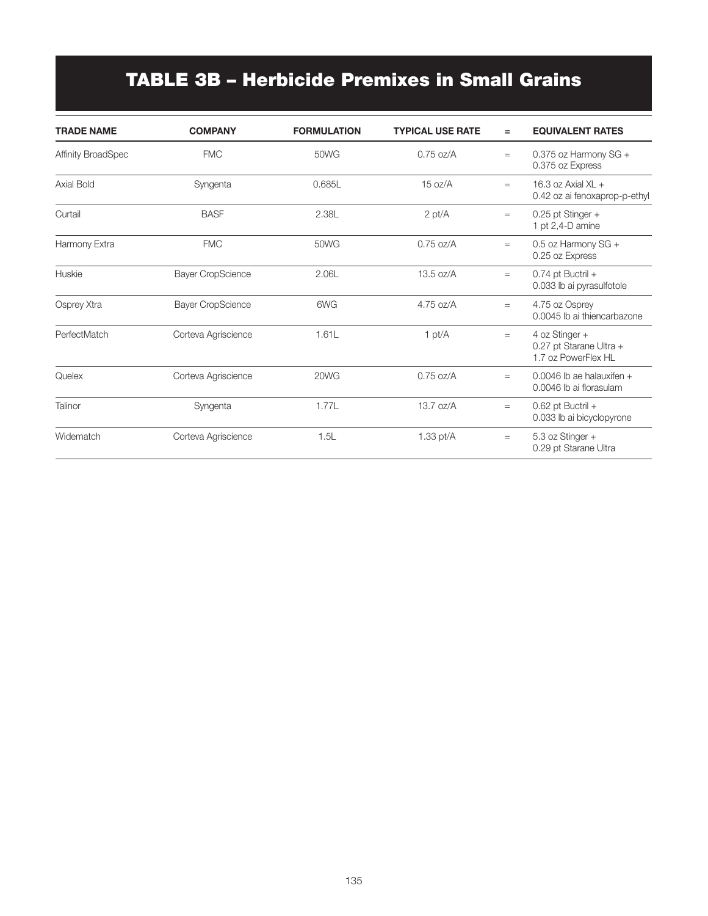# TABLE 3B – Herbicide Premixes in Small Grains

| TRADE NAME | COMPANY | FORMULATION | TYPICAL USE RATE | = | EQUIVALENT RATES |
|---|---|---|---|---|---|
| Affinity BroadSpec | FMC | 50WG | 0.75 oz/A | = | 0.375 oz Harmony SG + 0.375 oz Express |
| Axial Bold | Syngenta | 0.685L | 15 oz/A | = | 16.3 oz Axial XL + 0.42 oz ai fenoxaprop-p-ethyl |
| Curtail | BASF | 2.38L | 2 pt/A | = | 0.25 pt Stinger + 1 pt 2,4-D amine |
| Harmony Extra | FMC | 50WG | 0.75 oz/A | = | 0.5 oz Harmony SG + 0.25 oz Express |
| Huskie | Bayer CropScience | 2.06L | 13.5 oz/A | = | 0.74 pt Buctril + 0.033 lb ai pyrasulfotole |
| Osprey Xtra | Bayer CropScience | 6WG | 4.75 oz/A | = | 4.75 oz Osprey 0.0045 lb ai thiencarbazone |
| PerfectMatch | Corteva Agriscience | 1.61L | 1 pt/A | = | 4 oz Stinger + 0.27 pt Starane Ultra + 1.7 oz PowerFlex HL |
| Quelex | Corteva Agriscience | 20WG | 0.75 oz/A | = | 0.0046 lb ae halauxifen + 0.0046 lb ai florasulam |
| Talinor | Syngenta | 1.77L | 13.7 oz/A | = | 0.62 pt Buctril + 0.033 lb ai bicyclopyrone |
| Widematch | Corteva Agriscience | 1.5L | 1.33 pt/A | = | 5.3 oz Stinger + 0.29 pt Starane Ultra |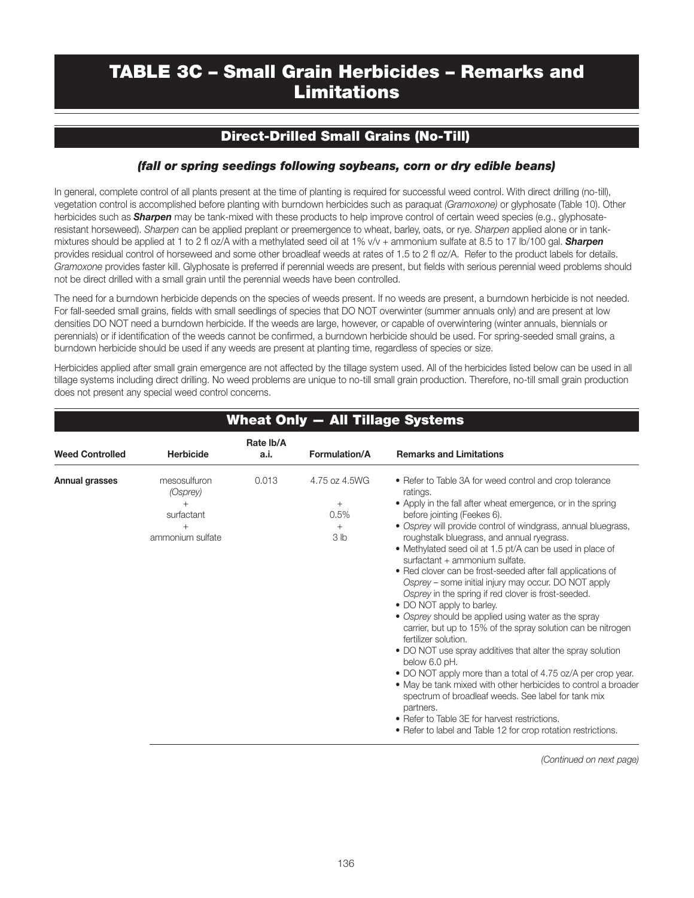# TABLE 3C – Small Grain Herbicides – Remarks and Limitations

## Direct-Drilled Small Grains (No-Till)

### *(fall or spring seedings following soybeans, corn or dry edible beans)*

In general, complete control of all plants present at the time of planting is required for successful weed control. With direct drilling (no-till), vegetation control is accomplished before planting with burndown herbicides such as paraquat *(Gramoxone)* or glyphosate (Table 10). Other herbicides such as ***Sharpen*** may be tank-mixed with these products to help improve control of certain weed species (e.g., glyphosate-resistant horseweed). *Sharpen* can be applied preplant or preemergence to wheat, barley, oats, or rye. *Sharpen* applied alone or in tank-mixtures should be applied at 1 to 2 fl oz/A with a methylated seed oil at 1% v/v + ammonium sulfate at 8.5 to 17 lb/100 gal. ***Sharpen*** provides residual control of horseweed and some other broadleaf weeds at rates of 1.5 to 2 fl oz/A. Refer to the product labels for details. *Gramoxone* provides faster kill. Glyphosate is preferred if perennial weeds are present, but fields with serious perennial weed problems should not be direct drilled with a small grain until the perennial weeds have been controlled.

The need for a burndown herbicide depends on the species of weeds present. If no weeds are present, a burndown herbicide is not needed. For fall-seeded small grains, fields with small seedlings of species that DO NOT overwinter (summer annuals only) and are present at low densities DO NOT need a burndown herbicide. If the weeds are large, however, or capable of overwintering (winter annuals, biennials or perennials) or if identification of the weeds cannot be confirmed, a burndown herbicide should be used. For spring-seeded small grains, a burndown herbicide should be used if any weeds are present at planting time, regardless of species or size.

Herbicides applied after small grain emergence are not affected by the tillage system used. All of the herbicides listed below can be used in all tillage systems including direct drilling. No weed problems are unique to no-till small grain production. Therefore, no-till small grain production does not present any special weed control concerns.

## Wheat Only — All Tillage Systems

| Weed Controlled | Herbicide | Rate lb/A a.i. | Formulation/A | Remarks and Limitations |
|---|---|---|---|---|
| **Annual grasses** | mesosulfuron *(Osprey)* + surfactant + ammonium sulfate | 0.013 | 4.75 oz 4.5WG + 0.5% + 3 lb | • Refer to Table 3A for weed control and crop tolerance ratings.<br>• Apply in the fall after wheat emergence, or in the spring before jointing (Feekes 6).<br>• *Osprey* will provide control of windgrass, annual bluegrass, roughstalk bluegrass, and annual ryegrass.<br>• Methylated seed oil at 1.5 pt/A can be used in place of surfactant + ammonium sulfate.<br>• Red clover can be frost-seeded after fall applications of *Osprey* – some initial injury may occur. DO NOT apply *Osprey* in the spring if red clover is frost-seeded.<br>• DO NOT apply to barley.<br>• *Osprey* should be applied using water as the spray carrier, but up to 15% of the spray solution can be nitrogen fertilizer solution.<br>• DO NOT use spray additives that alter the spray solution below 6.0 pH.<br>• DO NOT apply more than a total of 4.75 oz/A per crop year.<br>• May be tank mixed with other herbicides to control a broader spectrum of broadleaf weeds. See label for tank mix partners.<br>• Refer to Table 3E for harvest restrictions.<br>• Refer to label and Table 12 for crop rotation restrictions. |

*(Continued on next page)*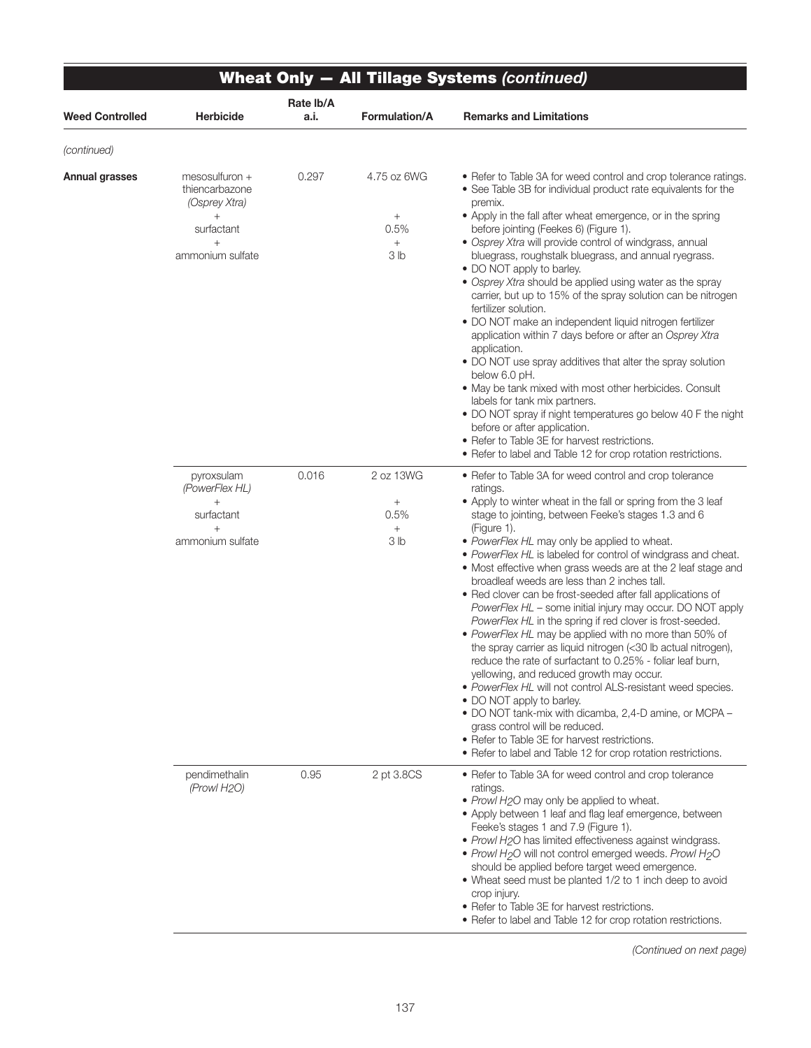## Wheat Only — All Tillage Systems *(continued)*

| Weed Controlled | Herbicide | Rate lb/A a.i. | Formulation/A | Remarks and Limitations |
|---|---|---|---|---|
| *(continued)* | | | | |
| **Annual grasses** | mesosulfuron + thiencarbazone *(Osprey Xtra)* + surfactant + ammonium sulfate | 0.297 | 4.75 oz 6WG + 0.5% + 3 lb | • Refer to Table 3A for weed control and crop tolerance ratings.<br>• See Table 3B for individual product rate equivalents for the premix.<br>• Apply in the fall after wheat emergence, or in the spring before jointing (Feekes 6) (Figure 1).<br>• *Osprey Xtra* will provide control of windgrass, annual bluegrass, roughstalk bluegrass, and annual ryegrass.<br>• DO NOT apply to barley.<br>• *Osprey Xtra* should be applied using water as the spray carrier, but up to 15% of the spray solution can be nitrogen fertilizer solution.<br>• DO NOT make an independent liquid nitrogen fertilizer application within 7 days before or after an *Osprey Xtra* application.<br>• DO NOT use spray additives that alter the spray solution below 6.0 pH.<br>• May be tank mixed with most other herbicides. Consult labels for tank mix partners.<br>• DO NOT spray if night temperatures go below 40 F the night before or after application.<br>• Refer to Table 3E for harvest restrictions.<br>• Refer to label and Table 12 for crop rotation restrictions. |
| | pyroxsulam *(PowerFlex HL)* + surfactant + ammonium sulfate | 0.016 | 2 oz 13WG + 0.5% + 3 lb | • Refer to Table 3A for weed control and crop tolerance ratings.<br>• Apply to winter wheat in the fall or spring from the 3 leaf stage to jointing, between Feeke's stages 1.3 and 6 (Figure 1).<br>• *PowerFlex HL* may only be applied to wheat.<br>• *PowerFlex HL* is labeled for control of windgrass and cheat.<br>• Most effective when grass weeds are at the 2 leaf stage and broadleaf weeds are less than 2 inches tall.<br>• Red clover can be frost-seeded after fall applications of *PowerFlex HL* – some initial injury may occur. DO NOT apply *PowerFlex HL* in the spring if red clover is frost-seeded.<br>• *PowerFlex HL* may be applied with no more than 50% of the spray carrier as liquid nitrogen (<30 lb actual nitrogen), reduce the rate of surfactant to 0.25% - foliar leaf burn, yellowing, and reduced growth may occur.<br>• *PowerFlex HL* will not control ALS-resistant weed species.<br>• DO NOT apply to barley.<br>• DO NOT tank-mix with dicamba, 2,4-D amine, or MCPA – grass control will be reduced.<br>• Refer to Table 3E for harvest restrictions.<br>• Refer to label and Table 12 for crop rotation restrictions. |
| | pendimethalin *(Prowl $H_2O$)* | 0.95 | 2 pt 3.8CS | • Refer to Table 3A for weed control and crop tolerance ratings.<br>• *Prowl $H_2O$* may only be applied to wheat.<br>• Apply between 1 leaf and flag leaf emergence, between Feeke's stages 1 and 7.9 (Figure 1).<br>• *Prowl $H_2O$* has limited effectiveness against windgrass.<br>• *Prowl $H_2O$* will not control emerged weeds. *Prowl $H_2O$* should be applied before target weed emergence.<br>• Wheat seed must be planted 1/2 to 1 inch deep to avoid crop injury.<br>• Refer to Table 3E for harvest restrictions.<br>• Refer to label and Table 12 for crop rotation restrictions. |

*(Continued on next page)*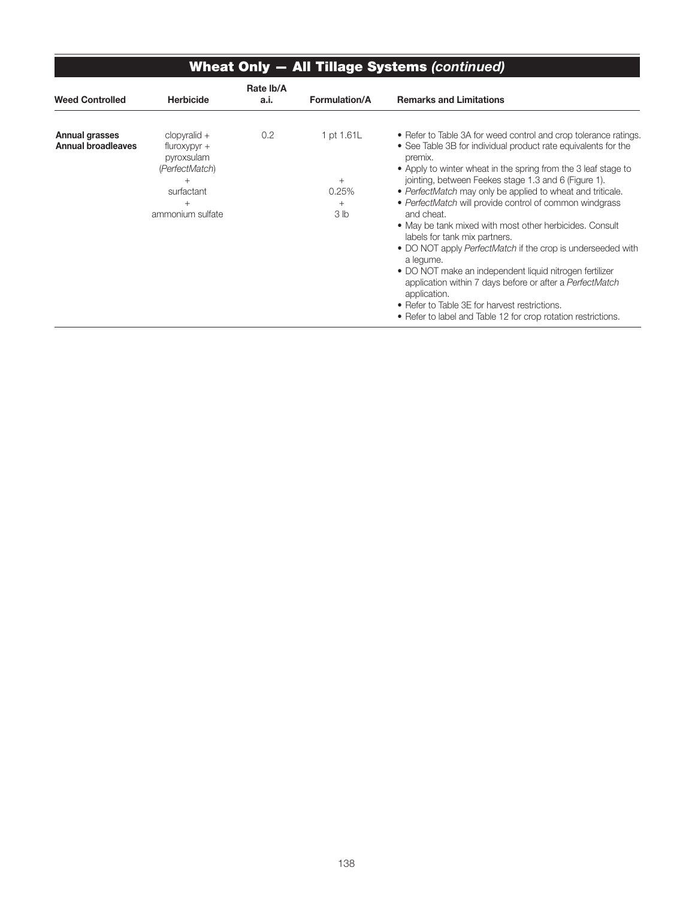## Wheat Only — All Tillage Systems *(continued)*

| Weed Controlled | Herbicide | Rate lb/A a.i. | Formulation/A | Remarks and Limitations |
|---|---|---|---|---|
| **Annual grasses**<br>**Annual broadleaves** | clopyralid +<br>fluroxypyr +<br>pyroxsulam<br>(*PerfectMatch*)<br>+<br>surfactant<br>+<br>ammonium sulfate | 0.2 | 1 pt 1.61L<br><br>+<br>0.25%<br>+<br>3 lb | • Refer to Table 3A for weed control and crop tolerance ratings.<br>• See Table 3B for individual product rate equivalents for the premix.<br>• Apply to winter wheat in the spring from the 3 leaf stage to jointing, between Feekes stage 1.3 and 6 (Figure 1).<br>• *PerfectMatch* may only be applied to wheat and triticale.<br>• *PerfectMatch* will provide control of common windgrass and cheat.<br>• May be tank mixed with most other herbicides. Consult labels for tank mix partners.<br>• DO NOT apply *PerfectMatch* if the crop is underseeded with a legume.<br>• DO NOT make an independent liquid nitrogen fertilizer application within 7 days before or after a *PerfectMatch* application.<br>• Refer to Table 3E for harvest restrictions.<br>• Refer to label and Table 12 for crop rotation restrictions. |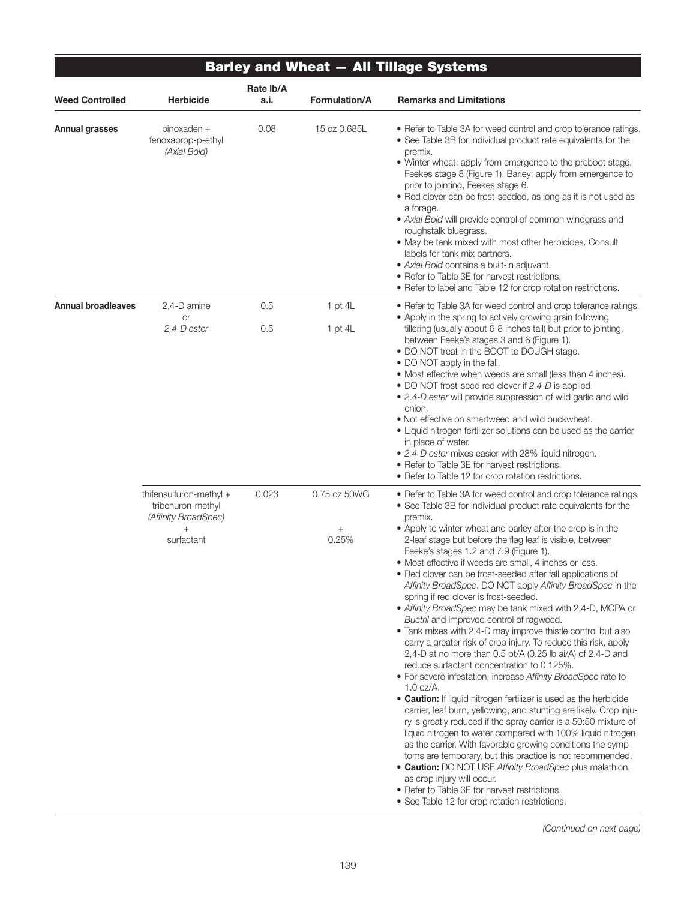## Barley and Wheat — All Tillage Systems

| Weed Controlled | Herbicide | Rate lb/A a.i. | Formulation/A | Remarks and Limitations |
|---|---|---|---|---|
| **Annual grasses** | pinoxaden + fenoxaprop-p-ethyl *(Axial Bold)* | 0.08 | 15 oz 0.685L | • Refer to Table 3A for weed control and crop tolerance ratings.<br>• See Table 3B for individual product rate equivalents for the premix.<br>• Winter wheat: apply from emergence to the preboot stage, Feekes stage 8 (Figure 1). Barley: apply from emergence to prior to jointing, Feekes stage 6.<br>• Red clover can be frost-seeded, as long as it is not used as a forage.<br>• *Axial Bold* will provide control of common windgrass and roughstalk bluegrass.<br>• May be tank mixed with most other herbicides. Consult labels for tank mix partners.<br>• *Axial Bold* contains a built-in adjuvant.<br>• Refer to Table 3E for harvest restrictions.<br>• Refer to label and Table 12 for crop rotation restrictions. |
| **Annual broadleaves** | 2,4-D amine<br>or<br>*2,4-D ester* | 0.5<br><br>0.5 | 1 pt 4L<br><br>1 pt 4L | • Refer to Table 3A for weed control and crop tolerance ratings.<br>• Apply in the spring to actively growing grain following tillering (usually about 6-8 inches tall) but prior to jointing, between Feeke's stages 3 and 6 (Figure 1).<br>• DO NOT treat in the BOOT to DOUGH stage.<br>• DO NOT apply in the fall.<br>• Most effective when weeds are small (less than 4 inches).<br>• DO NOT frost-seed red clover if *2,4-D* is applied.<br>• *2,4-D ester* will provide suppression of wild garlic and wild onion.<br>• Not effective on smartweed and wild buckwheat.<br>• Liquid nitrogen fertilizer solutions can be used as the carrier in place of water.<br>• *2,4-D ester* mixes easier with 28% liquid nitrogen.<br>• Refer to Table 3E for harvest restrictions.<br>• Refer to Table 12 for crop rotation restrictions. |
| | thifensulfuron-methyl + tribenuron-methyl *(Affinity BroadSpec)*<br>+<br>surfactant | 0.023 | 0.75 oz 50WG<br>+<br>0.25% | • Refer to Table 3A for weed control and crop tolerance ratings.<br>• See Table 3B for individual product rate equivalents for the premix.<br>• Apply to winter wheat and barley after the crop is in the 2-leaf stage but before the flag leaf is visible, between Feeke's stages 1.2 and 7.9 (Figure 1).<br>• Most effective if weeds are small, 4 inches or less.<br>• Red clover can be frost-seeded after fall applications of *Affinity BroadSpec*. DO NOT apply *Affinity BroadSpec* in the spring if red clover is frost-seeded.<br>• *Affinity BroadSpec* may be tank mixed with 2,4-D, MCPA or *Buctril* and improved control of ragweed.<br>• Tank mixes with 2,4-D may improve thistle control but also carry a greater risk of crop injury. To reduce this risk, apply 2,4-D at no more than 0.5 pt/A (0.25 lb ai/A) of 2.4-D and reduce surfactant concentration to 0.125%.<br>• For severe infestation, increase *Affinity BroadSpec* rate to 1.0 oz/A.<br>• **Caution:** If liquid nitrogen fertilizer is used as the herbicide carrier, leaf burn, yellowing, and stunting are likely. Crop injury is greatly reduced if the spray carrier is a 50:50 mixture of liquid nitrogen to water compared with 100% liquid nitrogen as the carrier. With favorable growing conditions the symptoms are temporary, but this practice is not recommended.<br>• **Caution:** DO NOT USE *Affinity BroadSpec* plus malathion, as crop injury will occur.<br>• Refer to Table 3E for harvest restrictions.<br>• See Table 12 for crop rotation restrictions. |

*(Continued on next page)*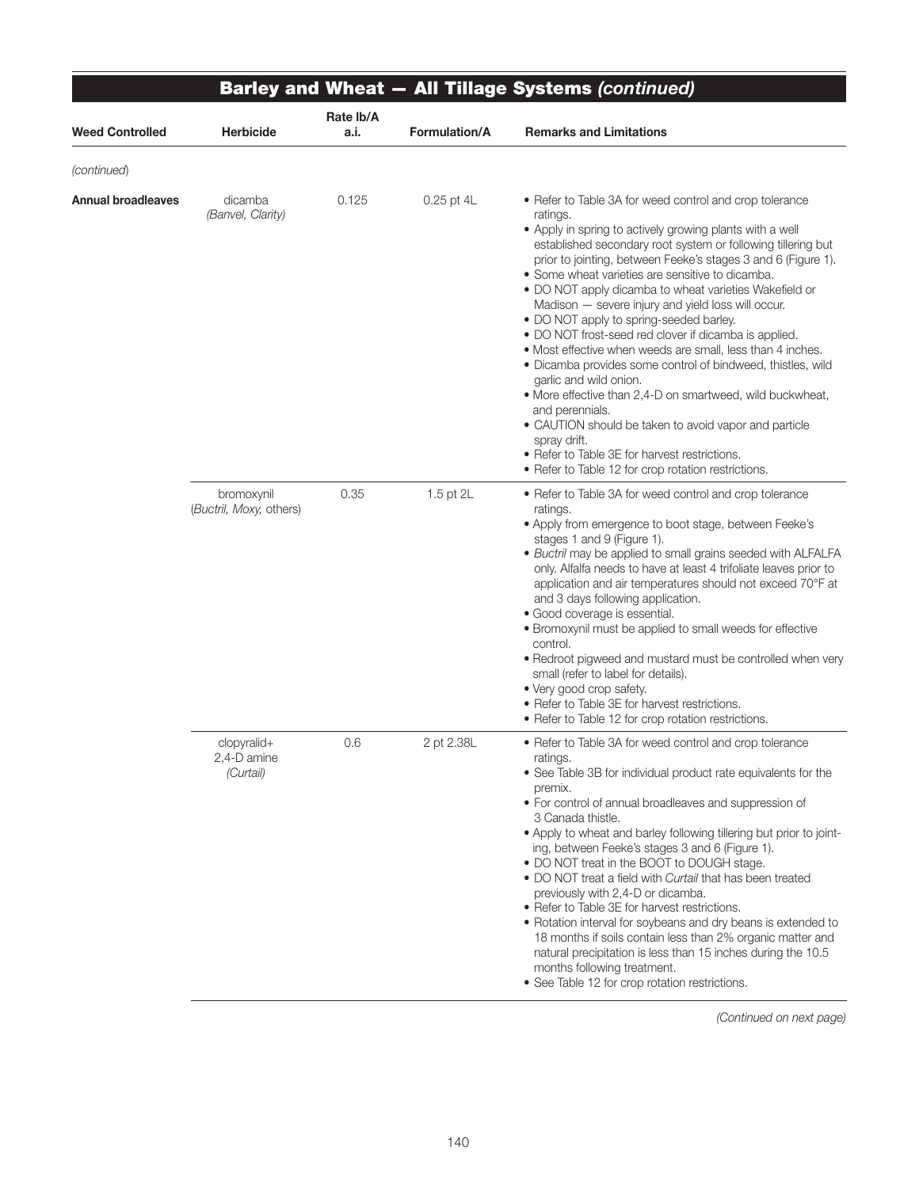## Barley and Wheat — All Tillage Systems *(continued)*

| Weed Controlled | Herbicide | Rate lb/A a.i. | Formulation/A | Remarks and Limitations |
|---|---|---|---|---|
| *(continued)* | | | | |
| **Annual broadleaves** | dicamba *(Banvel, Clarity)* | 0.125 | 0.25 pt 4L | • Refer to Table 3A for weed control and crop tolerance ratings.<br>• Apply in spring to actively growing plants with a well established secondary root system or following tillering but prior to jointing, between Feeke's stages 3 and 6 (Figure 1).<br>• Some wheat varieties are sensitive to dicamba.<br>• DO NOT apply dicamba to wheat varieties Wakefield or Madison — severe injury and yield loss will occur.<br>• DO NOT apply to spring-seeded barley.<br>• DO NOT frost-seed red clover if dicamba is applied.<br>• Most effective when weeds are small, less than 4 inches.<br>• Dicamba provides some control of bindweed, thistles, wild garlic and wild onion.<br>• More effective than 2,4-D on smartweed, wild buckwheat, and perennials.<br>• CAUTION should be taken to avoid vapor and particle spray drift.<br>• Refer to Table 3E for harvest restrictions.<br>• Refer to Table 12 for crop rotation restrictions. |
| | bromoxynil (*Bucril, Moxy,* others) | 0.35 | 1.5 pt 2L | • Refer to Table 3A for weed control and crop tolerance ratings.<br>• Apply from emergence to boot stage, between Feeke's stages 1 and 9 (Figure 1).<br>• *Buctril* may be applied to small grains seeded with ALFALFA only. Alfalfa needs to have at least 4 trifoliate leaves prior to application and air temperatures should not exceed 70°F at and 3 days following application.<br>• Good coverage is essential.<br>• Bromoxynil must be applied to small weeds for effective control.<br>• Redroot pigweed and mustard must be controlled when very small (refer to label for details).<br>• Very good crop safety.<br>• Refer to Table 3E for harvest restrictions.<br>• Refer to Table 12 for crop rotation restrictions. |
| | clopyralid+ 2,4-D amine *(Curtail)* | 0.6 | 2 pt 2.38L | • Refer to Table 3A for weed control and crop tolerance ratings.<br>• See Table 3B for individual product rate equivalents for the premix.<br>• For control of annual broadleaves and suppression of 3 Canada thistle.<br>• Apply to wheat and barley following tillering but prior to jointing, between Feeke's stages 3 and 6 (Figure 1).<br>• DO NOT treat in the BOOT to DOUGH stage.<br>• DO NOT treat a field with *Curtail* that has been treated previously with 2,4-D or dicamba.<br>• Refer to Table 3E for harvest restrictions.<br>• Rotation interval for soybeans and dry beans is extended to 18 months if soils contain less than 2% organic matter and natural precipitation is less than 15 inches during the 10.5 months following treatment.<br>• See Table 12 for crop rotation restrictions. |

*(Continued on next page)*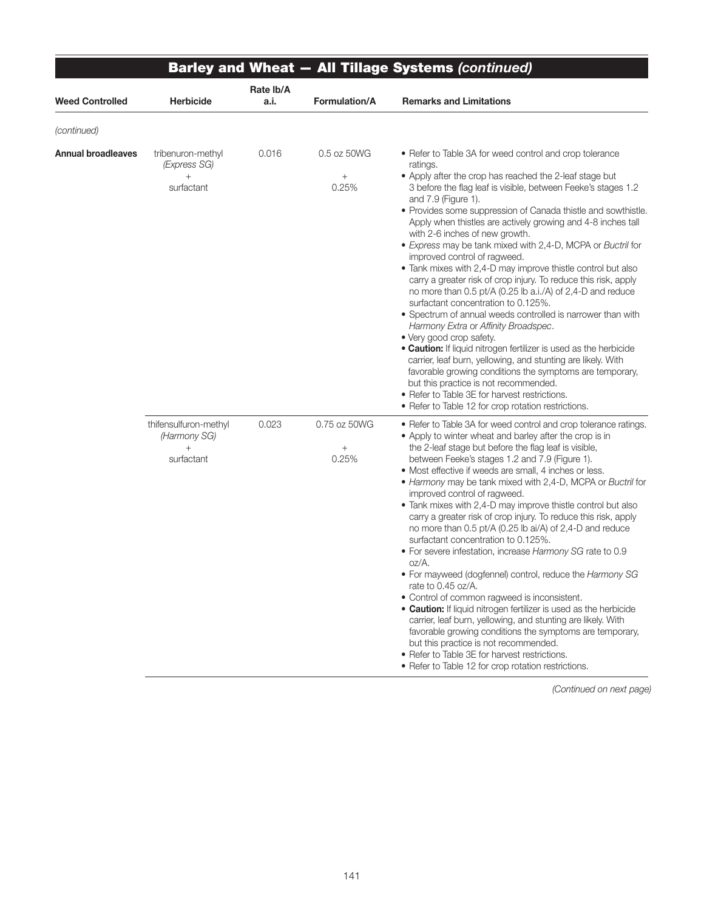## Barley and Wheat — All Tillage Systems *(continued)*

| Weed Controlled | Herbicide | Rate lb/A a.i. | Formulation/A | Remarks and Limitations |
|---|---|---|---|---|
| *(continued)* | | | | |
| **Annual broadleaves** | tribenuron-methyl *(Express SG)* + surfactant | 0.016 | 0.5 oz 50WG + 0.25% | • Refer to Table 3A for weed control and crop tolerance ratings.<br>• Apply after the crop has reached the 2-leaf stage but 3 before the flag leaf is visible, between Feeke's stages 1.2 and 7.9 (Figure 1).<br>• Provides some suppression of Canada thistle and sowthistle. Apply when thistles are actively growing and 4-8 inches tall with 2-6 inches of new growth.<br>• *Express* may be tank mixed with 2,4-D, MCPA or *Buctril* for improved control of ragweed.<br>• Tank mixes with 2,4-D may improve thistle control but also carry a greater risk of crop injury. To reduce this risk, apply no more than 0.5 pt/A (0.25 lb a.i./A) of 2,4-D and reduce surfactant concentration to 0.125%.<br>• Spectrum of annual weeds controlled is narrower than with *Harmony Extra* or *Affinity Broadspec*.<br>• Very good crop safety.<br>• **Caution:** If liquid nitrogen fertilizer is used as the herbicide carrier, leaf burn, yellowing, and stunting are likely. With favorable growing conditions the symptoms are temporary, but this practice is not recommended.<br>• Refer to Table 3E for harvest restrictions.<br>• Refer to Table 12 for crop rotation restrictions. |
| | thifensulfuron-methyl *(Harmony SG)* + surfactant | 0.023 | 0.75 oz 50WG + 0.25% | • Refer to Table 3A for weed control and crop tolerance ratings.<br>• Apply to winter wheat and barley after the crop is in the 2-leaf stage but before the flag leaf is visible, between Feeke's stages 1.2 and 7.9 (Figure 1).<br>• Most effective if weeds are small, 4 inches or less.<br>• *Harmony* may be tank mixed with 2,4-D, MCPA or *Buctril* for improved control of ragweed.<br>• Tank mixes with 2,4-D may improve thistle control but also carry a greater risk of crop injury. To reduce this risk, apply no more than 0.5 pt/A (0.25 lb ai/A) of 2,4-D and reduce surfactant concentration to 0.125%.<br>• For severe infestation, increase *Harmony SG* rate to 0.9 oz/A.<br>• For mayweed (dogfennel) control, reduce the *Harmony SG* rate to 0.45 oz/A.<br>• Control of common ragweed is inconsistent.<br>• **Caution:** If liquid nitrogen fertilizer is used as the herbicide carrier, leaf burn, yellowing, and stunting are likely. With favorable growing conditions the symptoms are temporary, but this practice is not recommended.<br>• Refer to Table 3E for harvest restrictions.<br>• Refer to Table 12 for crop rotation restrictions. |

*(Continued on next page)*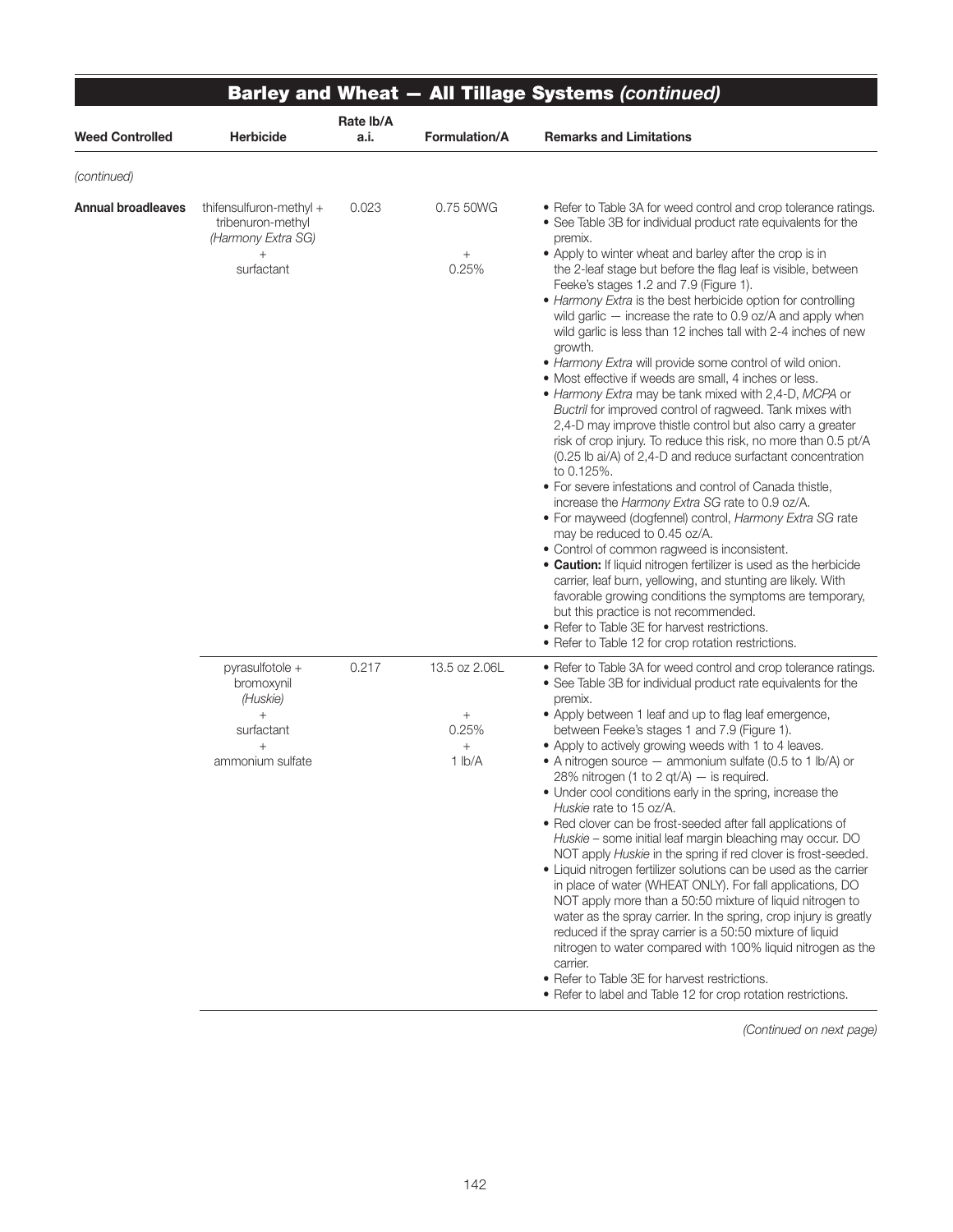## Barley and Wheat — All Tillage Systems *(continued)*

| Weed Controlled | Herbicide | Rate lb/A a.i. | Formulation/A | Remarks and Limitations |
|---|---|---|---|---|
| *(continued)* | | | | |
| **Annual broadleaves** | thifensulfuron-methyl + tribenuron-methyl *(Harmony Extra SG)* + surfactant | 0.023 | 0.75 50WG + 0.25% | • Refer to Table 3A for weed control and crop tolerance ratings.<br>• See Table 3B for individual product rate equivalents for the premix.<br>• Apply to winter wheat and barley after the crop is in the 2-leaf stage but before the flag leaf is visible, between Feeke's stages 1.2 and 7.9 (Figure 1).<br>• *Harmony Extra* is the best herbicide option for controlling wild garlic — increase the rate to 0.9 oz/A and apply when wild garlic is less than 12 inches tall with 2-4 inches of new growth.<br>• *Harmony Extra* will provide some control of wild onion.<br>• Most effective if weeds are small, 4 inches or less.<br>• *Harmony Extra* may be tank mixed with 2,4-D, *MCPA* or *Buctril* for improved control of ragweed. Tank mixes with 2,4-D may improve thistle control but also carry a greater risk of crop injury. To reduce this risk, no more than 0.5 pt/A (0.25 lb ai/A) of 2,4-D and reduce surfactant concentration to 0.125%.<br>• For severe infestations and control of Canada thistle, increase the *Harmony Extra SG* rate to 0.9 oz/A.<br>• For mayweed (dogfennel) control, *Harmony Extra SG* rate may be reduced to 0.45 oz/A.<br>• Control of common ragweed is inconsistent.<br>• **Caution:** If liquid nitrogen fertilizer is used as the herbicide carrier, leaf burn, yellowing, and stunting are likely. With favorable growing conditions the symptoms are temporary, but this practice is not recommended.<br>• Refer to Table 3E for harvest restrictions.<br>• Refer to Table 12 for crop rotation restrictions. |
| | pyrasulfotole + bromoxynil *(Huskie)* + surfactant + ammonium sulfate | 0.217 | 13.5 oz 2.06L + 0.25% + 1 lb/A | • Refer to Table 3A for weed control and crop tolerance ratings.<br>• See Table 3B for individual product rate equivalents for the premix.<br>• Apply between 1 leaf and up to flag leaf emergence, between Feeke's stages 1 and 7.9 (Figure 1).<br>• Apply to actively growing weeds with 1 to 4 leaves.<br>• A nitrogen source — ammonium sulfate (0.5 to 1 lb/A) or 28% nitrogen (1 to 2 qt/A) — is required.<br>• Under cool conditions early in the spring, increase the *Huskie* rate to 15 oz/A.<br>• Red clover can be frost-seeded after fall applications of *Huskie* – some initial leaf margin bleaching may occur. DO NOT apply *Huskie* in the spring if red clover is frost-seeded.<br>• Liquid nitrogen fertilizer solutions can be used as the carrier in place of water (WHEAT ONLY). For fall applications, DO NOT apply more than a 50:50 mixture of liquid nitrogen to water as the spray carrier. In the spring, crop injury is greatly reduced if the spray carrier is a 50:50 mixture of liquid nitrogen to water compared with 100% liquid nitrogen as the carrier.<br>• Refer to Table 3E for harvest restrictions.<br>• Refer to label and Table 12 for crop rotation restrictions. |

*(Continued on next page)*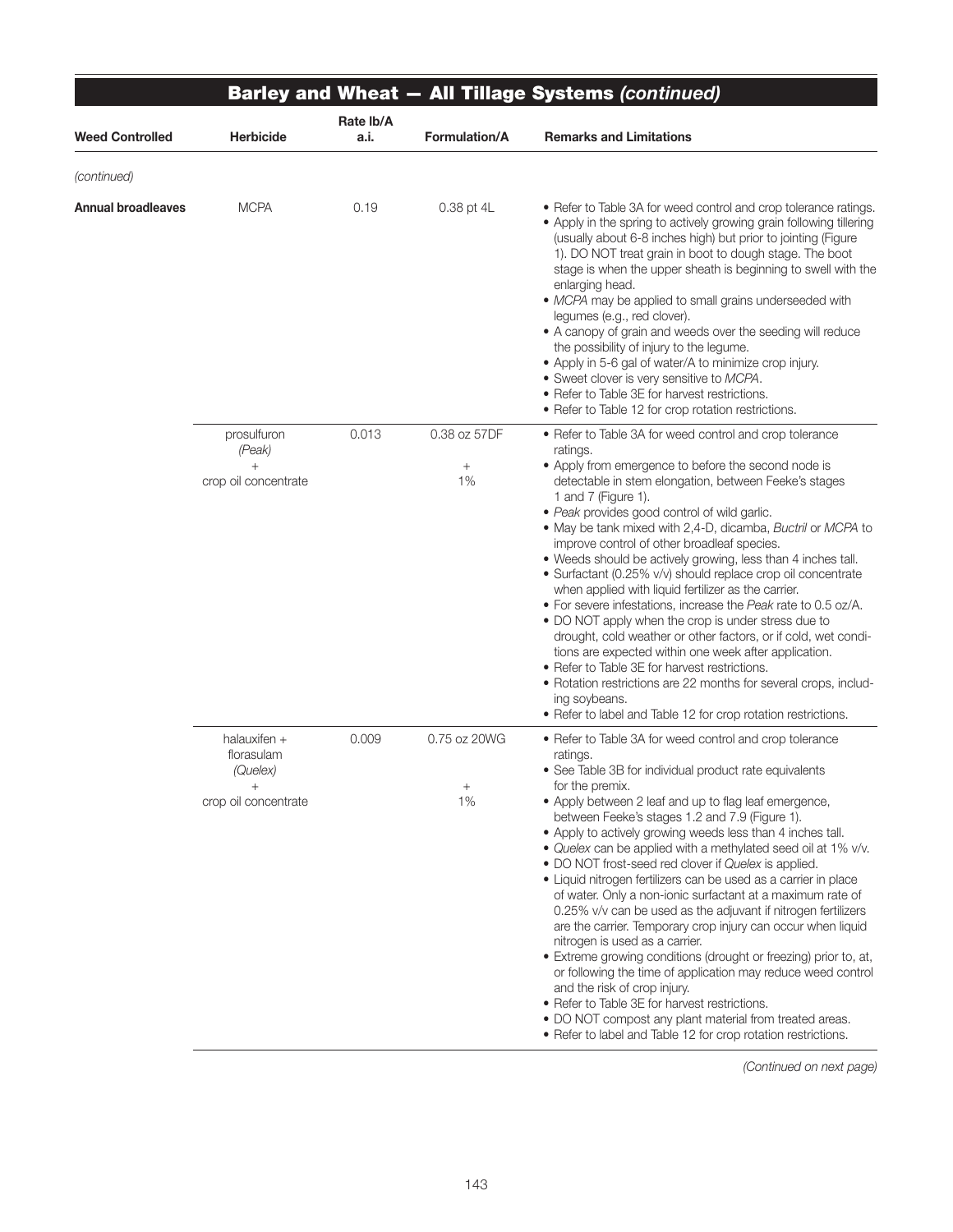## Barley and Wheat — All Tillage Systems *(continued)*

| Weed Controlled | Herbicide | Rate lb/A a.i. | Formulation/A | Remarks and Limitations |
|---|---|---|---|---|
| *(continued)* | | | | |
| **Annual broadleaves** | MCPA | 0.19 | 0.38 pt 4L | • Refer to Table 3A for weed control and crop tolerance ratings.<br>• Apply in the spring to actively growing grain following tillering (usually about 6-8 inches high) but prior to jointing (Figure 1). DO NOT treat grain in boot to dough stage. The boot stage is when the upper sheath is beginning to swell with the enlarging head.<br>• *MCPA* may be applied to small grains underseeded with legumes (e.g., red clover).<br>• A canopy of grain and weeds over the seeding will reduce the possibility of injury to the legume.<br>• Apply in 5-6 gal of water/A to minimize crop injury.<br>• Sweet clover is very sensitive to *MCPA*.<br>• Refer to Table 3E for harvest restrictions.<br>• Refer to Table 12 for crop rotation restrictions. |
| | prosulfuron<br>*(Peak)*<br>+<br>crop oil concentrate | 0.013 | 0.38 oz 57DF<br>+<br>1% | • Refer to Table 3A for weed control and crop tolerance ratings.<br>• Apply from emergence to before the second node is detectable in stem elongation, between Feeke's stages 1 and 7 (Figure 1).<br>• *Peak* provides good control of wild garlic.<br>• May be tank mixed with 2,4-D, dicamba, *Buctril* or *MCPA* to improve control of other broadleaf species.<br>• Weeds should be actively growing, less than 4 inches tall.<br>• Surfactant (0.25% v/v) should replace crop oil concentrate when applied with liquid fertilizer as the carrier.<br>• For severe infestations, increase the *Peak* rate to 0.5 oz/A.<br>• DO NOT apply when the crop is under stress due to drought, cold weather or other factors, or if cold, wet conditions are expected within one week after application.<br>• Refer to Table 3E for harvest restrictions.<br>• Rotation restrictions are 22 months for several crops, including soybeans.<br>• Refer to label and Table 12 for crop rotation restrictions. |
| | halauxifen +<br>florasulam<br>*(Quelex)*<br>+<br>crop oil concentrate | 0.009 | 0.75 oz 20WG<br>+<br>1% | • Refer to Table 3A for weed control and crop tolerance ratings.<br>• See Table 3B for individual product rate equivalents for the premix.<br>• Apply between 2 leaf and up to flag leaf emergence, between Feeke's stages 1.2 and 7.9 (Figure 1).<br>• Apply to actively growing weeds less than 4 inches tall.<br>• *Quelex* can be applied with a methylated seed oil at 1% v/v.<br>• DO NOT frost-seed red clover if *Quelex* is applied.<br>• Liquid nitrogen fertilizers can be used as a carrier in place of water. Only a non-ionic surfactant at a maximum rate of 0.25% v/v can be used as the adjuvant if nitrogen fertilizers are the carrier. Temporary crop injury can occur when liquid nitrogen is used as a carrier.<br>• Extreme growing conditions (drought or freezing) prior to, at, or following the time of application may reduce weed control and the risk of crop injury.<br>• Refer to Table 3E for harvest restrictions.<br>• DO NOT compost any plant material from treated areas.<br>• Refer to label and Table 12 for crop rotation restrictions. |

*(Continued on next page)*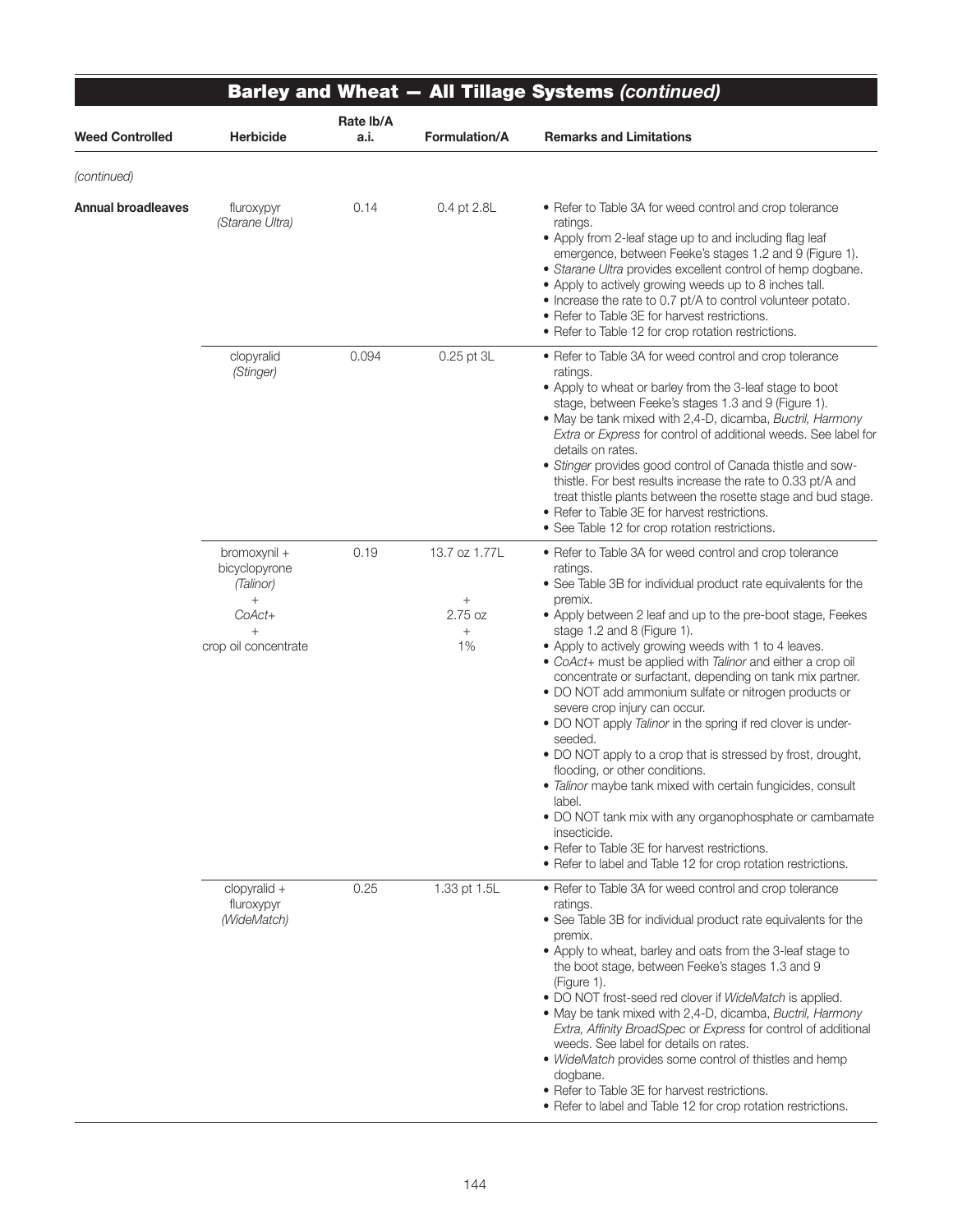## Barley and Wheat — All Tillage Systems *(continued)*

| Weed Controlled | Herbicide | Rate lb/A a.i. | Formulation/A | Remarks and Limitations |
|---|---|---|---|---|
| *(continued)* | | | | |
| **Annual broadleaves** | fluroxypyr *(Starane Ultra)* | 0.14 | 0.4 pt 2.8L | • Refer to Table 3A for weed control and crop tolerance ratings.<br>• Apply from 2-leaf stage up to and including flag leaf emergence, between Feeke's stages 1.2 and 9 (Figure 1).<br>• *Starane Ultra* provides excellent control of hemp dogbane.<br>• Apply to actively growing weeds up to 8 inches tall.<br>• Increase the rate to 0.7 pt/A to control volunteer potato.<br>• Refer to Table 3E for harvest restrictions.<br>• Refer to Table 12 for crop rotation restrictions. |
| | clopyralid *(Stinger)* | 0.094 | 0.25 pt 3L | • Refer to Table 3A for weed control and crop tolerance ratings.<br>• Apply to wheat or barley from the 3-leaf stage to boot stage, between Feeke's stages 1.3 and 9 (Figure 1).<br>• May be tank mixed with 2,4-D, dicamba, *Buctril, Harmony Extra* or *Express* for control of additional weeds. See label for details on rates.<br>• *Stinger* provides good control of Canada thistle and sow-thistle. For best results increase the rate to 0.33 pt/A and treat thistle plants between the rosette stage and bud stage.<br>• Refer to Table 3E for harvest restrictions.<br>• See Table 12 for crop rotation restrictions. |
| | bromoxynil + bicyclopyrone *(Talinor)* + *CoAct+* + crop oil concentrate | 0.19 | 13.7 oz 1.77L + 2.75 oz + 1% | • Refer to Table 3A for weed control and crop tolerance ratings.<br>• See Table 3B for individual product rate equivalents for the premix.<br>• Apply between 2 leaf and up to the pre-boot stage, Feekes stage 1.2 and 8 (Figure 1).<br>• Apply to actively growing weeds with 1 to 4 leaves.<br>• *CoAct+* must be applied with *Talinor* and either a crop oil concentrate or surfactant, depending on tank mix partner.<br>• DO NOT add ammonium sulfate or nitrogen products or severe crop injury can occur.<br>• DO NOT apply *Talinor* in the spring if red clover is under-seeded.<br>• DO NOT apply to a crop that is stressed by frost, drought, flooding, or other conditions.<br>• *Talinor* maybe tank mixed with certain fungicides, consult label.<br>• DO NOT tank mix with any organophosphate or cambamate insecticide.<br>• Refer to Table 3E for harvest restrictions.<br>• Refer to label and Table 12 for crop rotation restrictions. |
| | clopyralid + fluroxypyr *(WideMatch)* | 0.25 | 1.33 pt 1.5L | • Refer to Table 3A for weed control and crop tolerance ratings.<br>• See Table 3B for individual product rate equivalents for the premix.<br>• Apply to wheat, barley and oats from the 3-leaf stage to the boot stage, between Feeke's stages 1.3 and 9 (Figure 1).<br>• DO NOT frost-seed red clover if *WideMatch* is applied.<br>• May be tank mixed with 2,4-D, dicamba, *Buctril, Harmony Extra, Affinity BroadSpec* or *Express* for control of additional weeds. See label for details on rates.<br>• *WideMatch* provides some control of thistles and hemp dogbane.<br>• Refer to Table 3E for harvest restrictions.<br>• Refer to label and Table 12 for crop rotation restrictions. |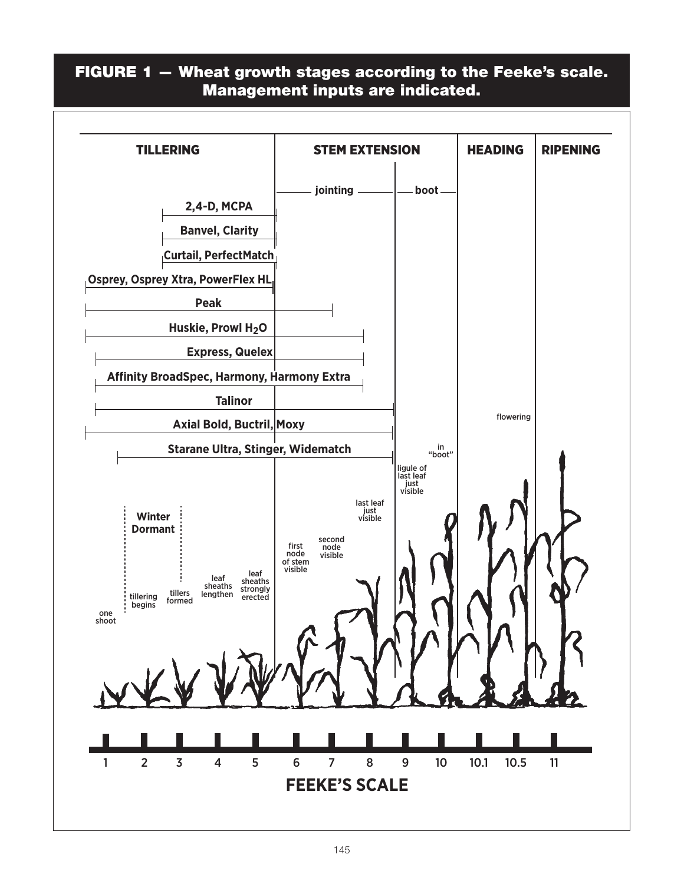## FIGURE 1 — Wheat growth stages according to the Feeke's scale. Management inputs are indicated.

TILLERING | STEM EXTENSION | HEADING | RIPENING

jointing | boot

2,4-D, MCPA

Banvel, Clarity

Curtail, PerfectMatch

Osprey, Osprey Xtra, PowerFlex HL

Peak

Huskie, Prowl $H_2O$

Express, Quelex

Affinity BroadSpec, Harmony, Harmony Extra

Talinor

Axial Bold, Buctril, Moxy

Starane Ultra, Stinger, Widematch

Winter Dormant

one shoot

tillering begins

tillers formed

leaf sheaths lengthen

leaf sheaths strongly erected

first node of stem visible

second node visible

last leaf just visible

ligule of last leaf just visible

in "boot"

flowering

1 | 2 | 3 | 4 | 5 | 6 | 7 | 8 | 9 | 10 | 10.1 | 10.5 | 11

**FEEKE'S SCALE**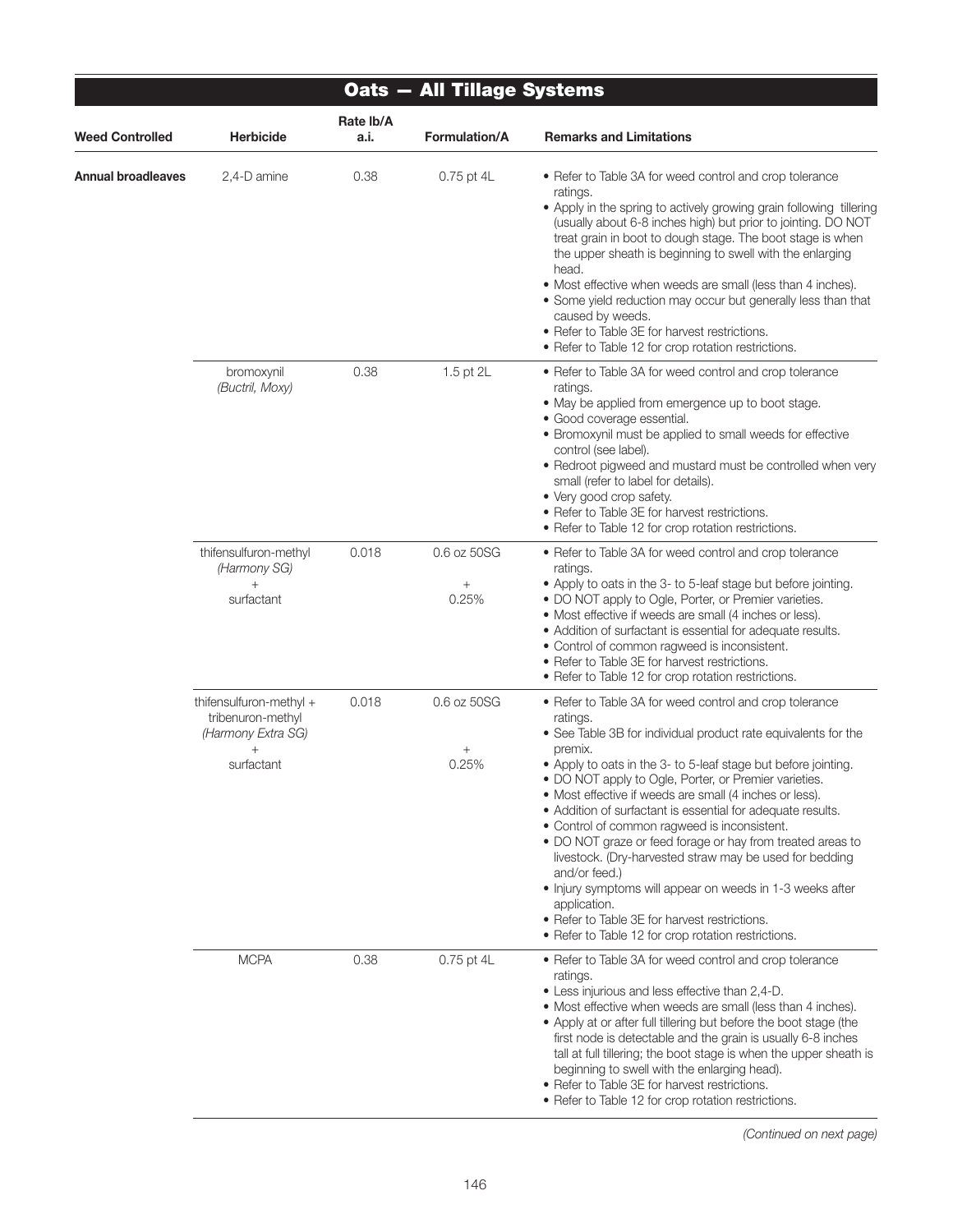## Oats — All Tillage Systems

| Weed Controlled | Herbicide | Rate lb/A a.i. | Formulation/A | Remarks and Limitations |
|---|---|---|---|---|
| **Annual broadleaves** | 2,4-D amine | 0.38 | 0.75 pt 4L | • Refer to Table 3A for weed control and crop tolerance ratings.<br>• Apply in the spring to actively growing grain following tillering (usually about 6-8 inches high) but prior to jointing. DO NOT treat grain in boot to dough stage. The boot stage is when the upper sheath is beginning to swell with the enlarging head.<br>• Most effective when weeds are small (less than 4 inches).<br>• Some yield reduction may occur but generally less than that caused by weeds.<br>• Refer to Table 3E for harvest restrictions.<br>• Refer to Table 12 for crop rotation restrictions. |
| | bromoxynil<br>*(Buctril, Moxy)* | 0.38 | 1.5 pt 2L | • Refer to Table 3A for weed control and crop tolerance ratings.<br>• May be applied from emergence up to boot stage.<br>• Good coverage essential.<br>• Bromoxynil must be applied to small weeds for effective control (see label).<br>• Redroot pigweed and mustard must be controlled when very small (refer to label for details).<br>• Very good crop safety.<br>• Refer to Table 3E for harvest restrictions.<br>• Refer to Table 12 for crop rotation restrictions. |
| | thifensulfuron-methyl<br>*(Harmony SG)*<br>+<br>surfactant | 0.018 | 0.6 oz 50SG<br>+<br>0.25% | • Refer to Table 3A for weed control and crop tolerance ratings.<br>• Apply to oats in the 3- to 5-leaf stage but before jointing.<br>• DO NOT apply to Ogle, Porter, or Premier varieties.<br>• Most effective if weeds are small (4 inches or less).<br>• Addition of surfactant is essential for adequate results.<br>• Control of common ragweed is inconsistent.<br>• Refer to Table 3E for harvest restrictions.<br>• Refer to Table 12 for crop rotation restrictions. |
| | thifensulfuron-methyl +<br>tribenuron-methyl<br>*(Harmony Extra SG)*<br>+<br>surfactant | 0.018 | 0.6 oz 50SG<br>+<br>0.25% | • Refer to Table 3A for weed control and crop tolerance ratings.<br>• See Table 3B for individual product rate equivalents for the premix.<br>• Apply to oats in the 3- to 5-leaf stage but before jointing.<br>• DO NOT apply to Ogle, Porter, or Premier varieties.<br>• Most effective if weeds are small (4 inches or less).<br>• Addition of surfactant is essential for adequate results.<br>• Control of common ragweed is inconsistent.<br>• DO NOT graze or feed forage or hay from treated areas to livestock. (Dry-harvested straw may be used for bedding and/or feed.)<br>• Injury symptoms will appear on weeds in 1-3 weeks after application.<br>• Refer to Table 3E for harvest restrictions.<br>• Refer to Table 12 for crop rotation restrictions. |
| | MCPA | 0.38 | 0.75 pt 4L | • Refer to Table 3A for weed control and crop tolerance ratings.<br>• Less injurious and less effective than 2,4-D.<br>• Most effective when weeds are small (less than 4 inches).<br>• Apply at or after full tillering but before the boot stage (the first node is detectable and the grain is usually 6-8 inches tall at full tillering; the boot stage is when the upper sheath is beginning to swell with the enlarging head).<br>• Refer to Table 3E for harvest restrictions.<br>• Refer to Table 12 for crop rotation restrictions. |

*(Continued on next page)*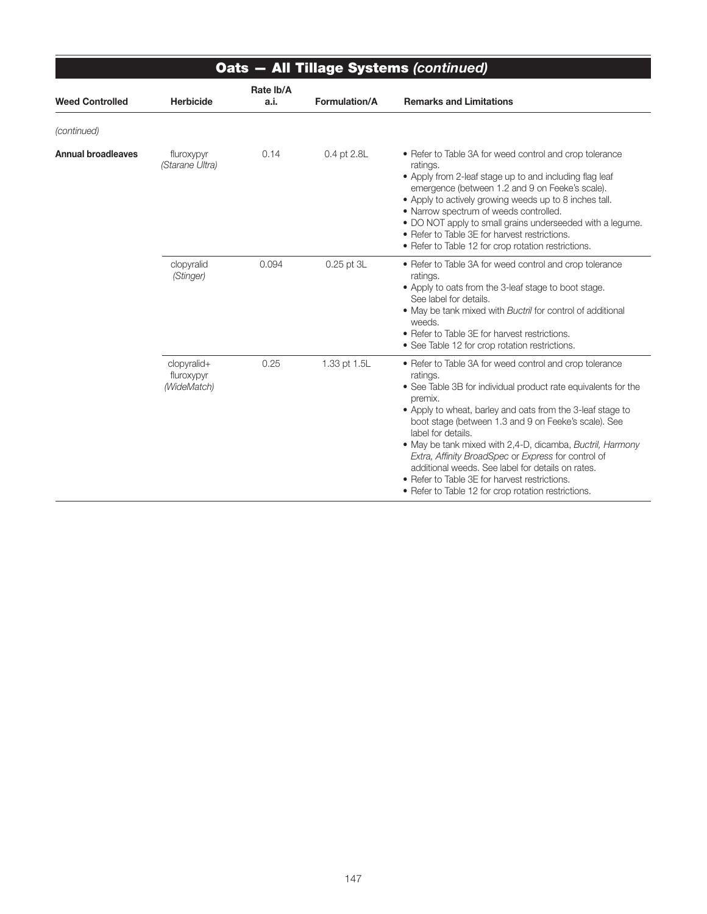## Oats — All Tillage Systems *(continued)*

| Weed Controlled | Herbicide | Rate lb/A a.i. | Formulation/A | Remarks and Limitations |
|---|---|---|---|---|
| *(continued)* | | | | |
| **Annual broadleaves** | fluroxypyr *(Starane Ultra)* | 0.14 | 0.4 pt 2.8L | • Refer to Table 3A for weed control and crop tolerance ratings. • Apply from 2-leaf stage up to and including flag leaf emergence (between 1.2 and 9 on Feeke's scale). • Apply to actively growing weeds up to 8 inches tall. • Narrow spectrum of weeds controlled. • DO NOT apply to small grains underseeded with a legume. • Refer to Table 3E for harvest restrictions. • Refer to Table 12 for crop rotation restrictions. |
| | clopyralid *(Stinger)* | 0.094 | 0.25 pt 3L | • Refer to Table 3A for weed control and crop tolerance ratings. • Apply to oats from the 3-leaf stage to boot stage. See label for details. • May be tank mixed with *Buctril* for control of additional weeds. • Refer to Table 3E for harvest restrictions. • See Table 12 for crop rotation restrictions. |
| | clopyralid+ fluroxypyr *(WideMatch)* | 0.25 | 1.33 pt 1.5L | • Refer to Table 3A for weed control and crop tolerance ratings. • See Table 3B for individual product rate equivalents for the premix. • Apply to wheat, barley and oats from the 3-leaf stage to boot stage (between 1.3 and 9 on Feeke's scale). See label for details. • May be tank mixed with 2,4-D, dicamba, *Buctril, Harmony Extra, Affinity BroadSpec* or *Express* for control of additional weeds. See label for details on rates. • Refer to Table 3E for harvest restrictions. • Refer to Table 12 for crop rotation restrictions. |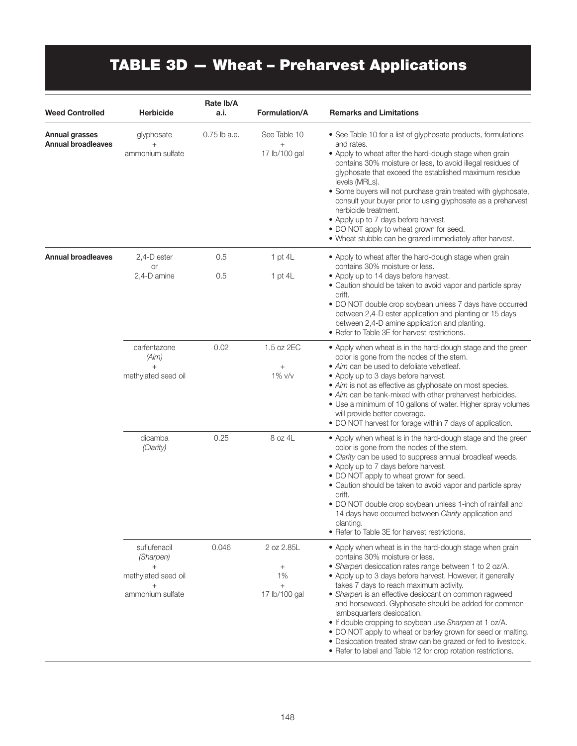# TABLE 3D — Wheat – Preharvest Applications

| Weed Controlled | Herbicide | Rate lb/A a.i. | Formulation/A | Remarks and Limitations |
|---|---|---|---|---|
| **Annual grasses** **Annual broadleaves** | glyphosate + ammonium sulfate | 0.75 lb a.e. | See Table 10 + 17 lb/100 gal | • See Table 10 for a list of glyphosate products, formulations and rates. • Apply to wheat after the hard-dough stage when grain contains 30% moisture or less, to avoid illegal residues of glyphosate that exceed the established maximum residue levels (MRLs). • Some buyers will not purchase grain treated with glyphosate, consult your buyer prior to using glyphosate as a preharvest herbicide treatment. • Apply up to 7 days before harvest. • DO NOT apply to wheat grown for seed. • Wheat stubble can be grazed immediately after harvest. |
| **Annual broadleaves** | 2,4-D ester or 2,4-D amine | 0.5 / 0.5 | 1 pt 4L / 1 pt 4L | • Apply to wheat after the hard-dough stage when grain contains 30% moisture or less. • Apply up to 14 days before harvest. • Caution should be taken to avoid vapor and particle spray drift. • DO NOT double crop soybean unless 7 days have occurred between 2,4-D ester application and planting or 15 days between 2,4-D amine application and planting. • Refer to Table 3E for harvest restrictions. |
| | carfentazone *(Aim)* + methylated seed oil | 0.02 | 1.5 oz 2EC + 1% v/v | • Apply when wheat is in the hard-dough stage and the green color is gone from the nodes of the stem. • *Aim* can be used to defoliate velvetleaf. • Apply up to 3 days before harvest. • *Aim* is not as effective as glyphosate on most species. • *Aim* can be tank-mixed with other preharvest herbicides. • Use a minimum of 10 gallons of water. Higher spray volumes will provide better coverage. • DO NOT harvest for forage within 7 days of application. |
| | dicamba *(Clarity)* | 0.25 | 8 oz 4L | • Apply when wheat is in the hard-dough stage and the green color is gone from the nodes of the stem. • *Clarity* can be used to suppress annual broadleaf weeds. • Apply up to 7 days before harvest. • DO NOT apply to wheat grown for seed. • Caution should be taken to avoid vapor and particle spray drift. • DO NOT double crop soybean unless 1-inch of rainfall and 14 days have occurred between *Clarity* application and planting. • Refer to Table 3E for harvest restrictions. |
| | suflufenacil *(Sharpen)* + methylated seed oil + ammonium sulfate | 0.046 | 2 oz 2.85L + 1% + 17 lb/100 gal | • Apply when wheat is in the hard-dough stage when grain contains 30% moisture or less. • *Sharpen* desiccation rates range between 1 to 2 oz/A. • Apply up to 3 days before harvest. However, it generally takes 7 days to reach maximum activity. • *Sharpen* is an effective desiccant on common ragweed and horseweed. Glyphosate should be added for common lambsquarters desiccation. • If double cropping to soybean use *Sharpen* at 1 oz/A. • DO NOT apply to wheat or barley grown for seed or malting. • Desiccation treated straw can be grazed or fed to livestock. • Refer to label and Table 12 for crop rotation restrictions. |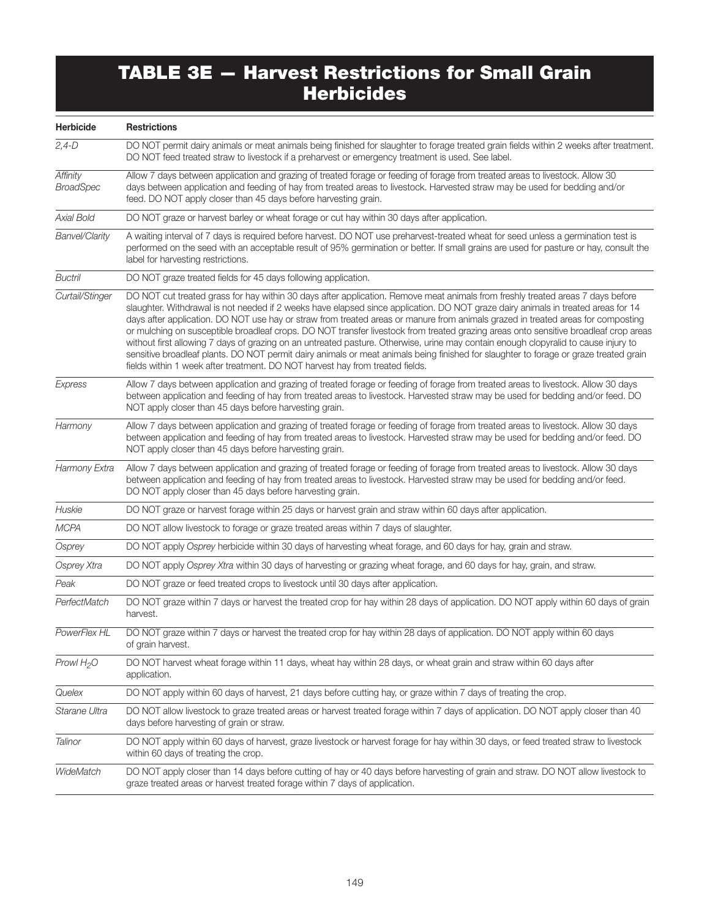# TABLE 3E — Harvest Restrictions for Small Grain Herbicides

| Herbicide | Restrictions |
| --- | --- |
| *2,4-D* | DO NOT permit dairy animals or meat animals being finished for slaughter to forage treated grain fields within 2 weeks after treatment. DO NOT feed treated straw to livestock if a preharvest or emergency treatment is used. See label. |
| *Affinity BroadSpec* | Allow 7 days between application and grazing of treated forage or feeding of forage from treated areas to livestock. Allow 30 days between application and feeding of hay from treated areas to livestock. Harvested straw may be used for bedding and/or feed. DO NOT apply closer than 45 days before harvesting grain. |
| *Axial Bold* | DO NOT graze or harvest barley or wheat forage or cut hay within 30 days after application. |
| *Banvel/Clarity* | A waiting interval of 7 days is required before harvest. DO NOT use preharvest-treated wheat for seed unless a germination test is performed on the seed with an acceptable result of 95% germination or better. If small grains are used for pasture or hay, consult the label for harvesting restrictions. |
| *Buctril* | DO NOT graze treated fields for 45 days following application. |
| *Curtail/Stinger* | DO NOT cut treated grass for hay within 30 days after application. Remove meat animals from freshly treated areas 7 days before slaughter. Withdrawal is not needed if 2 weeks have elapsed since application. DO NOT graze dairy animals in treated areas for 14 days after application. DO NOT use hay or straw from treated areas or manure from animals grazed in treated areas for composting or mulching on susceptible broadleaf crops. DO NOT transfer livestock from treated grazing areas onto sensitive broadleaf crop areas without first allowing 7 days of grazing on an untreated pasture. Otherwise, urine may contain enough clopyralid to cause injury to sensitive broadleaf plants. DO NOT permit dairy animals or meat animals being finished for slaughter to forage or graze treated grain fields within 1 week after treatment. DO NOT harvest hay from treated fields. |
| *Express* | Allow 7 days between application and grazing of treated forage or feeding of forage from treated areas to livestock. Allow 30 days between application and feeding of hay from treated areas to livestock. Harvested straw may be used for bedding and/or feed. DO NOT apply closer than 45 days before harvesting grain. |
| *Harmony* | Allow 7 days between application and grazing of treated forage or feeding of forage from treated areas to livestock. Allow 30 days between application and feeding of hay from treated areas to livestock. Harvested straw may be used for bedding and/or feed. DO NOT apply closer than 45 days before harvesting grain. |
| *Harmony Extra* | Allow 7 days between application and grazing of treated forage or feeding of forage from treated areas to livestock. Allow 30 days between application and feeding of hay from treated areas to livestock. Harvested straw may be used for bedding and/or feed. DO NOT apply closer than 45 days before harvesting grain. |
| *Huskie* | DO NOT graze or harvest forage within 25 days or harvest grain and straw within 60 days after application. |
| *MCPA* | DO NOT allow livestock to forage or graze treated areas within 7 days of slaughter. |
| *Osprey* | DO NOT apply *Osprey* herbicide within 30 days of harvesting wheat forage, and 60 days for hay, grain and straw. |
| *Osprey Xtra* | DO NOT apply *Osprey Xtra* within 30 days of harvesting or grazing wheat forage, and 60 days for hay, grain, and straw. |
| *Peak* | DO NOT graze or feed treated crops to livestock until 30 days after application. |
| *PerfectMatch* | DO NOT graze within 7 days or harvest the treated crop for hay within 28 days of application. DO NOT apply within 60 days of grain harvest. |
| *PowerFlex HL* | DO NOT graze within 7 days or harvest the treated crop for hay within 28 days of application. DO NOT apply within 60 days of grain harvest. |
| *Prowl $H_2O$* | DO NOT harvest wheat forage within 11 days, wheat hay within 28 days, or wheat grain and straw within 60 days after application. |
| *Quelex* | DO NOT apply within 60 days of harvest, 21 days before cutting hay, or graze within 7 days of treating the crop. |
| *Starane Ultra* | DO NOT allow livestock to graze treated areas or harvest treated forage within 7 days of application. DO NOT apply closer than 40 days before harvesting of grain or straw. |
| *Talinor* | DO NOT apply within 60 days of harvest, graze livestock or harvest forage for hay within 30 days, or feed treated straw to livestock within 60 days of treating the crop. |
| *WideMatch* | DO NOT apply closer than 14 days before cutting of hay or 40 days before harvesting of grain and straw. DO NOT allow livestock to graze treated areas or harvest treated forage within 7 days of application. |